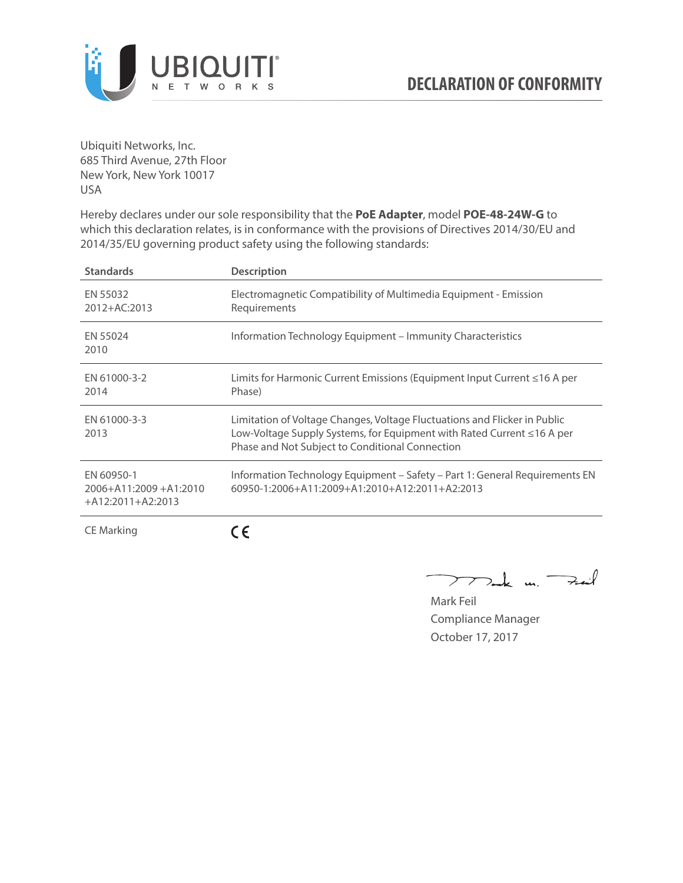# DECLARATION OF CONFORMITY

Ubiquiti Networks, Inc.
685 Third Avenue, 27th Floor
New York, New York 10017
USA

Hereby declares under our sole responsibility that the **PoE Adapter**, model **POE-48-24W-G** to which this declaration relates, is in conformance with the provisions of Directives 2014/30/EU and 2014/35/EU governing product safety using the following standards:

| Standards | Description |
|---|---|
| EN 55032 2012+AC:2013 | Electromagnetic Compatibility of Multimedia Equipment - Emission Requirements |
| EN 55024 2010 | Information Technology Equipment – Immunity Characteristics |
| EN 61000-3-2 2014 | Limits for Harmonic Current Emissions (Equipment Input Current ≤16 A per Phase) |
| EN 61000-3-3 2013 | Limitation of Voltage Changes, Voltage Fluctuations and Flicker in Public Low-Voltage Supply Systems, for Equipment with Rated Current ≤16 A per Phase and Not Subject to Conditional Connection |
| EN 60950-1 2006+A11:2009 +A1:2010 +A12:2011+A2:2013 | Information Technology Equipment – Safety – Part 1: General Requirements EN 60950-1:2006+A11:2009+A1:2010+A12:2011+A2:2013 |
| CE Marking | CE |

Mark Feil
Compliance Manager
October 17, 2017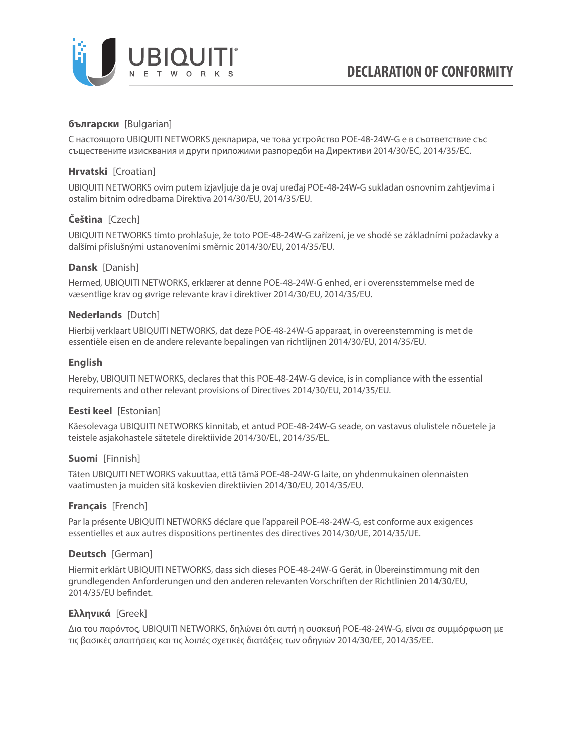# DECLARATION OF CONFORMITY

**български** [Bulgarian]

С настоящото UBIQUITI NETWORKS декларира, че това устройство POE-48-24W-G е в съответствие със съществените изисквания и други приложими разпоредби на Директиви 2014/30/ЕС, 2014/35/ЕС.

**Hrvatski** [Croatian]

UBIQUITI NETWORKS ovim putem izjavljuje da je ovaj uređaj POE-48-24W-G sukladan osnovnim zahtjevima i ostalim bitnim odredbama Direktiva 2014/30/EU, 2014/35/EU.

**Čeština** [Czech]

UBIQUITI NETWORKS tímto prohlašuje, že toto POE-48-24W-G zařízení, je ve shodě se základními požadavky a dalšími příslušnými ustanoveními směrnic 2014/30/EU, 2014/35/EU.

**Dansk** [Danish]

Hermed, UBIQUITI NETWORKS, erklærer at denne POE-48-24W-G enhed, er i overensstemmelse med de væsentlige krav og øvrige relevante krav i direktiver 2014/30/EU, 2014/35/EU.

**Nederlands** [Dutch]

Hierbij verklaart UBIQUITI NETWORKS, dat deze POE-48-24W-G apparaat, in overeenstemming is met de essentiële eisen en de andere relevante bepalingen van richtlijnen 2014/30/EU, 2014/35/EU.

**English**

Hereby, UBIQUITI NETWORKS, declares that this POE-48-24W-G device, is in compliance with the essential requirements and other relevant provisions of Directives 2014/30/EU, 2014/35/EU.

**Eesti keel** [Estonian]

Käesolevaga UBIQUITI NETWORKS kinnitab, et antud POE-48-24W-G seade, on vastavus olulistele nõuetele ja teistele asjakohastele sätetele direktiivide 2014/30/EL, 2014/35/EL.

**Suomi** [Finnish]

Täten UBIQUITI NETWORKS vakuuttaa, että tämä POE-48-24W-G laite, on yhdenmukainen olennaisten vaatimusten ja muiden sitä koskevien direktiivien 2014/30/EU, 2014/35/EU.

**Français** [French]

Par la présente UBIQUITI NETWORKS déclare que l'appareil POE-48-24W-G, est conforme aux exigences essentielles et aux autres dispositions pertinentes des directives 2014/30/UE, 2014/35/UE.

**Deutsch** [German]

Hiermit erklärt UBIQUITI NETWORKS, dass sich dieses POE-48-24W-G Gerät, in Übereinstimmung mit den grundlegenden Anforderungen und den anderen relevanten Vorschriften der Richtlinien 2014/30/EU, 2014/35/EU befindet.

**Ελληνικά** [Greek]

Δια του παρόντος, UBIQUITI NETWORKS, δηλώνει ότι αυτή η συσκευή POE-48-24W-G, είναι σε συμμόρφωση με τις βασικές απαιτήσεις και τις λοιπές σχετικές διατάξεις των οδηγιών 2014/30/EE, 2014/35/EE.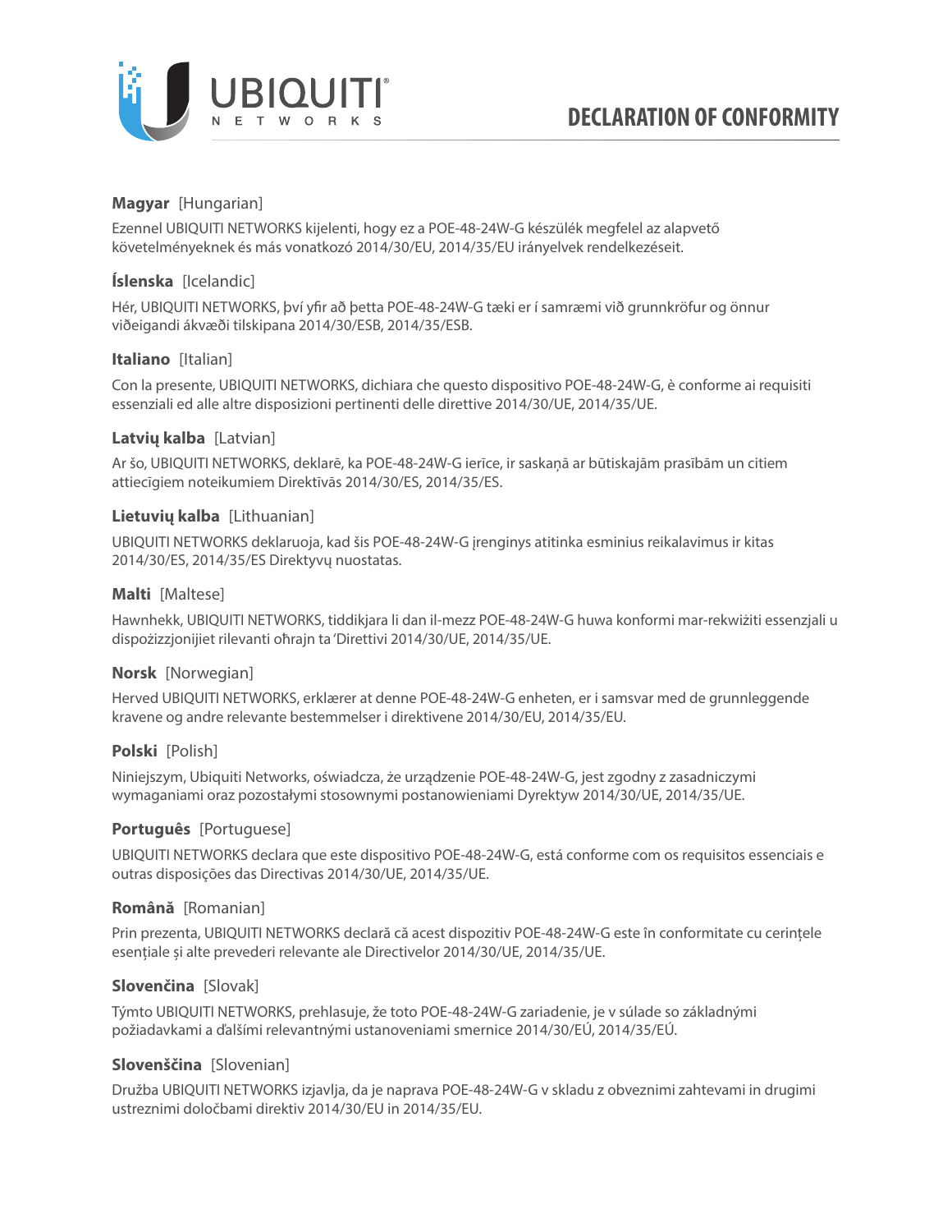# DECLARATION OF CONFORMITY

**Magyar** [Hungarian]

Ezennel UBIQUITI NETWORKS kijelenti, hogy ez a POE-48-24W-G készülék megfelel az alapvető követelményeknek és más vonatkozó 2014/30/EU, 2014/35/EU irányelvek rendelkezéseit.

**Íslenska** [Icelandic]

Hér, UBIQUITI NETWORKS, því yfir að þetta POE-48-24W-G tæki er í samræmi við grunnkröfur og önnur viðeigandi ákvæði tilskipana 2014/30/ESB, 2014/35/ESB.

**Italiano** [Italian]

Con la presente, UBIQUITI NETWORKS, dichiara che questo dispositivo POE-48-24W-G, è conforme ai requisiti essenziali ed alle altre disposizioni pertinenti delle direttive 2014/30/UE, 2014/35/UE.

**Latvių kalba** [Latvian]

Ar šo, UBIQUITI NETWORKS, deklarē, ka POE-48-24W-G ierīce, ir saskaņā ar būtiskajām prasībām un citiem attiecīgiem noteikumiem Direktīvās 2014/30/ES, 2014/35/ES.

**Lietuvių kalba** [Lithuanian]

UBIQUITI NETWORKS deklaruoja, kad šis POE-48-24W-G įrenginys atitinka esminius reikalavimus ir kitas 2014/30/ES, 2014/35/ES Direktyvų nuostatas.

**Malti** [Maltese]

Hawnhekk, UBIQUITI NETWORKS, tiddikjara li dan il-mezz POE-48-24W-G huwa konformi mar-rekwiżiti essenzjali u dispożizzjonijiet rilevanti oħrajn ta 'Direttivi 2014/30/UE, 2014/35/UE.

**Norsk** [Norwegian]

Herved UBIQUITI NETWORKS, erklærer at denne POE-48-24W-G enheten, er i samsvar med de grunnleggende kravene og andre relevante bestemmelser i direktivene 2014/30/EU, 2014/35/EU.

**Polski** [Polish]

Niniejszym, Ubiquiti Networks, oświadcza, że urządzenie POE-48-24W-G, jest zgodny z zasadniczymi wymaganiami oraz pozostałymi stosownymi postanowieniami Dyrektyw 2014/30/UE, 2014/35/UE.

**Português** [Portuguese]

UBIQUITI NETWORKS declara que este dispositivo POE-48-24W-G, está conforme com os requisitos essenciais e outras disposições das Directivas 2014/30/UE, 2014/35/UE.

**Română** [Romanian]

Prin prezenta, UBIQUITI NETWORKS declară că acest dispozitiv POE-48-24W-G este în conformitate cu cerințele esențiale și alte prevederi relevante ale Directivelor 2014/30/UE, 2014/35/UE.

**Slovenčina** [Slovak]

Týmto UBIQUITI NETWORKS, prehlasuje, že toto POE-48-24W-G zariadenie, je v súlade so základnými požiadavkami a ďalšími relevantnými ustanoveniami smernice 2014/30/EÚ, 2014/35/EÚ.

**Slovenščina** [Slovenian]

Družba UBIQUITI NETWORKS izjavlja, da je naprava POE-48-24W-G v skladu z obveznimi zahtevami in drugimi ustreznimi določbami direktiv 2014/30/EU in 2014/35/EU.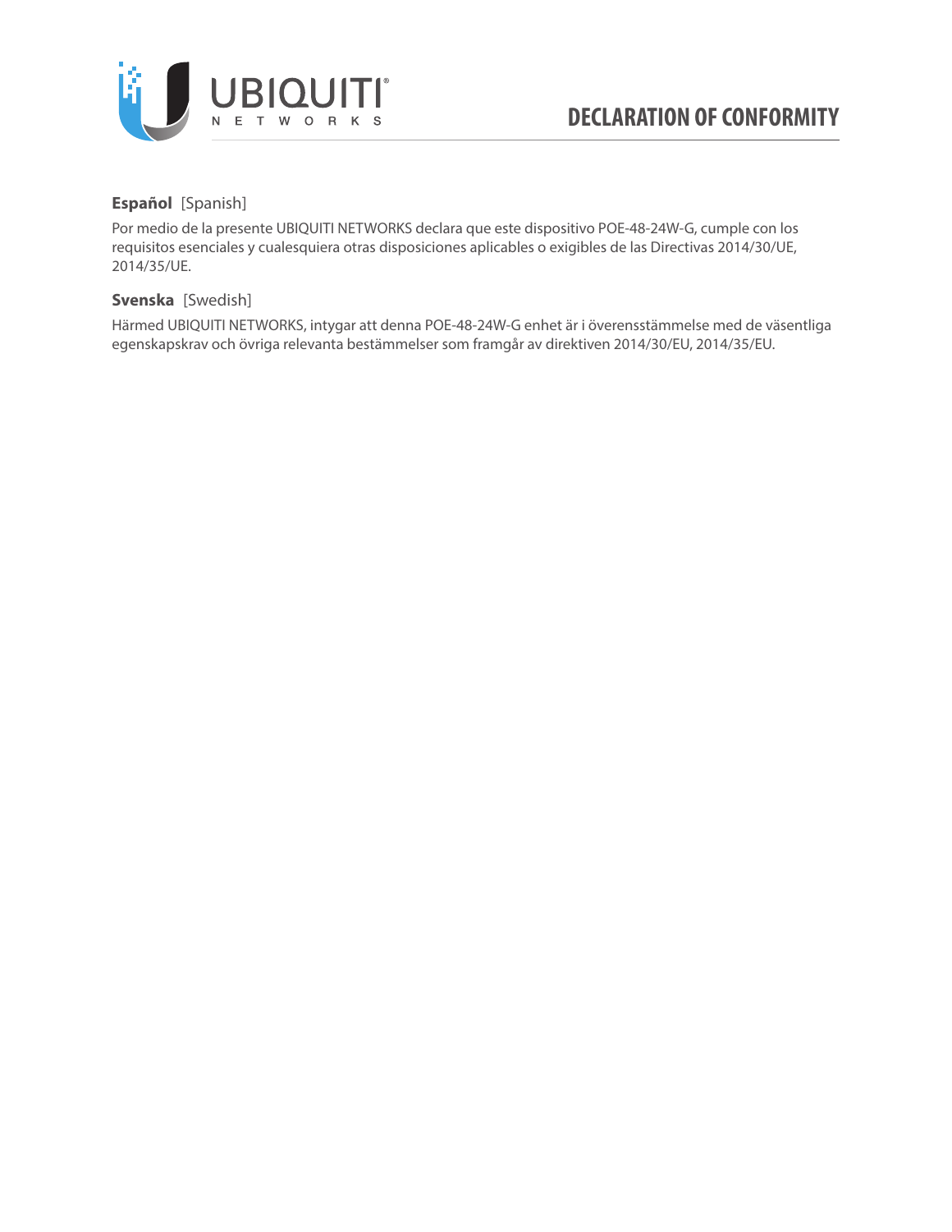**Español** [Spanish]

Por medio de la presente UBIQUITI NETWORKS declara que este dispositivo POE-48-24W-G, cumple con los requisitos esenciales y cualesquiera otras disposiciones aplicables o exigibles de las Directivas 2014/30/UE, 2014/35/UE.

**Svenska** [Swedish]

Härmed UBIQUITI NETWORKS, intygar att denna POE-48-24W-G enhet är i överensstämmelse med de väsentliga egenskapskrav och övriga relevanta bestämmelser som framgår av direktiven 2014/30/EU, 2014/35/EU.